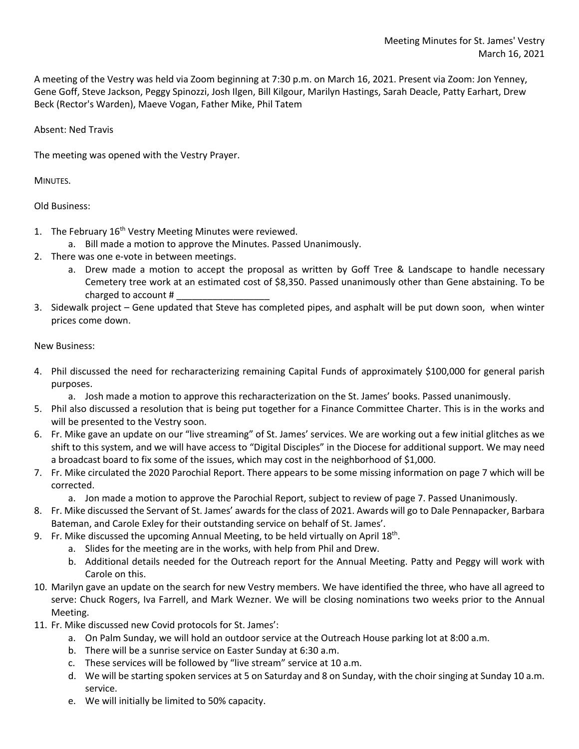Meeting Minutes for St. James' Vestry
March 16, 2021

A meeting of the Vestry was held via Zoom beginning at 7:30 p.m. on March 16, 2021. Present via Zoom: Jon Yenney, Gene Goff, Steve Jackson, Peggy Spinozzi, Josh Ilgen, Bill Kilgour, Marilyn Hastings, Sarah Deacle, Patty Earhart, Drew Beck (Rector's Warden), Maeve Vogan, Father Mike, Phil Tatem

Absent: Ned Travis

The meeting was opened with the Vestry Prayer.

MINUTES.

Old Business:

1. The February 16th Vestry Meeting Minutes were reviewed.
   a. Bill made a motion to approve the Minutes. Passed Unanimously.
2. There was one e-vote in between meetings.
   a. Drew made a motion to accept the proposal as written by Goff Tree & Landscape to handle necessary Cemetery tree work at an estimated cost of $8,350. Passed unanimously other than Gene abstaining. To be charged to account # ________________
3. Sidewalk project – Gene updated that Steve has completed pipes, and asphalt will be put down soon, when winter prices come down.

New Business:

4. Phil discussed the need for recharacterizing remaining Capital Funds of approximately $100,000 for general parish purposes.
   a. Josh made a motion to approve this recharacterization on the St. James' books. Passed unanimously.
5. Phil also discussed a resolution that is being put together for a Finance Committee Charter. This is in the works and will be presented to the Vestry soon.
6. Fr. Mike gave an update on our "live streaming" of St. James' services. We are working out a few initial glitches as we shift to this system, and we will have access to "Digital Disciples" in the Diocese for additional support. We may need a broadcast board to fix some of the issues, which may cost in the neighborhood of $1,000.
7. Fr. Mike circulated the 2020 Parochial Report. There appears to be some missing information on page 7 which will be corrected.
   a. Jon made a motion to approve the Parochial Report, subject to review of page 7. Passed Unanimously.
8. Fr. Mike discussed the Servant of St. James' awards for the class of 2021. Awards will go to Dale Pennapacker, Barbara Bateman, and Carole Exley for their outstanding service on behalf of St. James'.
9. Fr. Mike discussed the upcoming Annual Meeting, to be held virtually on April 18th.
   a. Slides for the meeting are in the works, with help from Phil and Drew.
   b. Additional details needed for the Outreach report for the Annual Meeting. Patty and Peggy will work with Carole on this.
10. Marilyn gave an update on the search for new Vestry members. We have identified the three, who have all agreed to serve: Chuck Rogers, Iva Farrell, and Mark Wezner. We will be closing nominations two weeks prior to the Annual Meeting.
11. Fr. Mike discussed new Covid protocols for St. James':
    a. On Palm Sunday, we will hold an outdoor service at the Outreach House parking lot at 8:00 a.m.
    b. There will be a sunrise service on Easter Sunday at 6:30 a.m.
    c. These services will be followed by "live stream" service at 10 a.m.
    d. We will be starting spoken services at 5 on Saturday and 8 on Sunday, with the choir singing at Sunday 10 a.m. service.
    e. We will initially be limited to 50% capacity.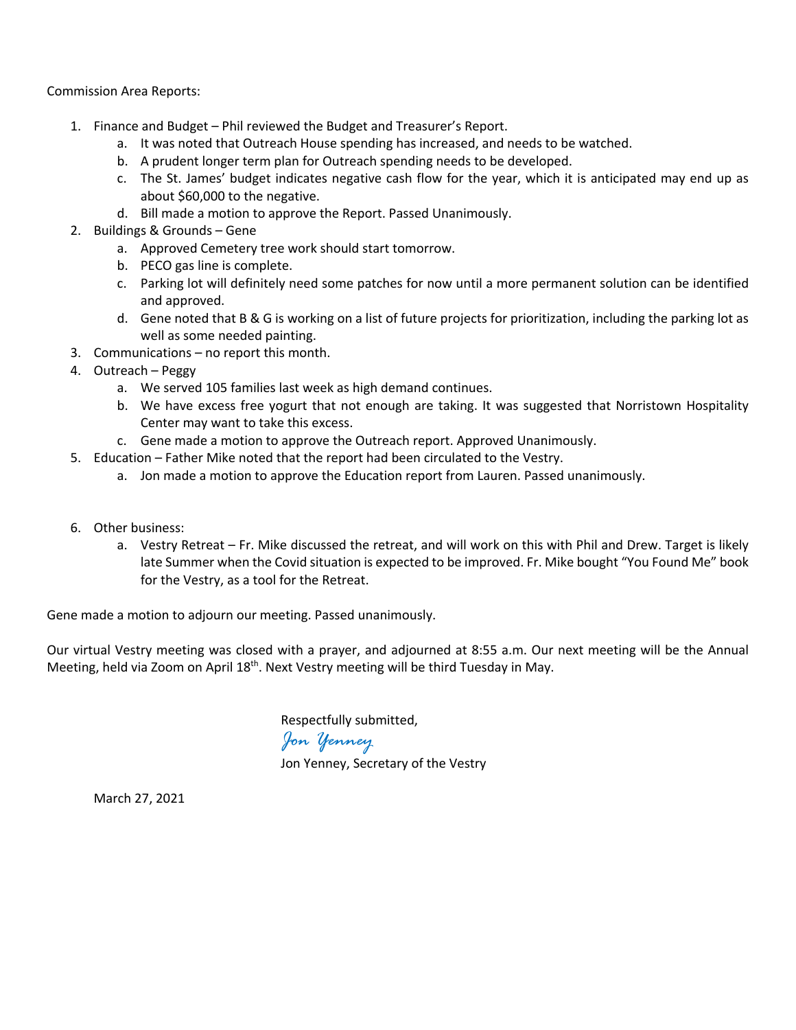Commission Area Reports:

1. Finance and Budget – Phil reviewed the Budget and Treasurer's Report.
   a. It was noted that Outreach House spending has increased, and needs to be watched.
   b. A prudent longer term plan for Outreach spending needs to be developed.
   c. The St. James' budget indicates negative cash flow for the year, which it is anticipated may end up as about $60,000 to the negative.
   d. Bill made a motion to approve the Report. Passed Unanimously.
2. Buildings & Grounds – Gene
   a. Approved Cemetery tree work should start tomorrow.
   b. PECO gas line is complete.
   c. Parking lot will definitely need some patches for now until a more permanent solution can be identified and approved.
   d. Gene noted that B & G is working on a list of future projects for prioritization, including the parking lot as well as some needed painting.
3. Communications – no report this month.
4. Outreach – Peggy
   a. We served 105 families last week as high demand continues.
   b. We have excess free yogurt that not enough are taking. It was suggested that Norristown Hospitality Center may want to take this excess.
   c. Gene made a motion to approve the Outreach report. Approved Unanimously.
5. Education – Father Mike noted that the report had been circulated to the Vestry.
   a. Jon made a motion to approve the Education report from Lauren. Passed unanimously.

6. Other business:
   a. Vestry Retreat – Fr. Mike discussed the retreat, and will work on this with Phil and Drew. Target is likely late Summer when the Covid situation is expected to be improved. Fr. Mike bought "You Found Me" book for the Vestry, as a tool for the Retreat.

Gene made a motion to adjourn our meeting. Passed unanimously.

Our virtual Vestry meeting was closed with a prayer, and adjourned at 8:55 a.m. Our next meeting will be the Annual Meeting, held via Zoom on April 18th. Next Vestry meeting will be third Tuesday in May.

Respectfully submitted,

*Jon Yenney*

Jon Yenney, Secretary of the Vestry

March 27, 2021